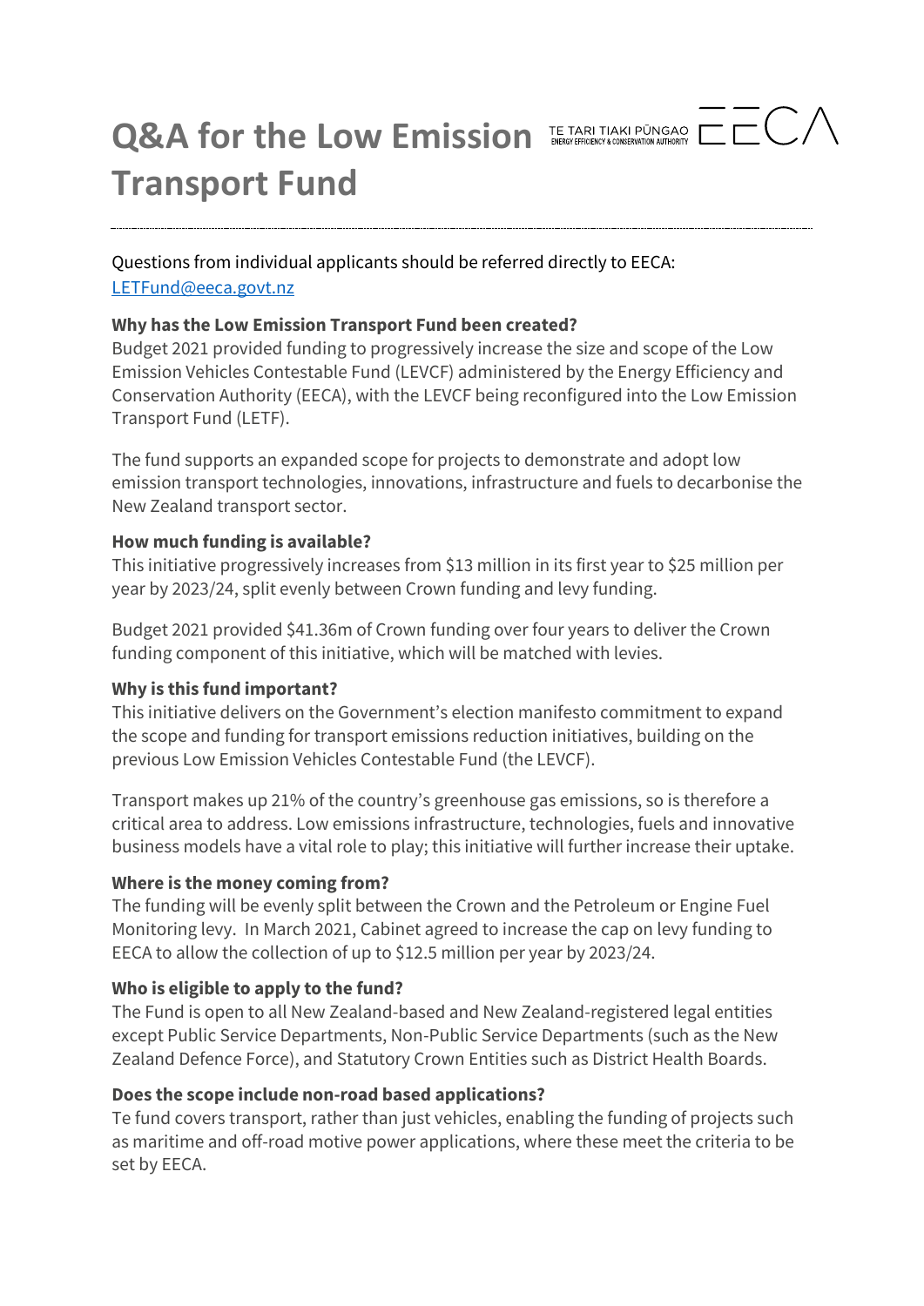# Q&A for the Low Emission Transport Fund

TE TARI TIAKI PŪNGAO
ENERGY EFFICIENCY & CONSERVATION AUTHORITY

Questions from individual applicants should be referred directly to EECA: [LETFund@eeca.govt.nz](mailto:LETFund@eeca.govt.nz)

**Why has the Low Emission Transport Fund been created?**

Budget 2021 provided funding to progressively increase the size and scope of the Low Emission Vehicles Contestable Fund (LEVCF) administered by the Energy Efficiency and Conservation Authority (EECA), with the LEVCF being reconfigured into the Low Emission Transport Fund (LETF).

The fund supports an expanded scope for projects to demonstrate and adopt low emission transport technologies, innovations, infrastructure and fuels to decarbonise the New Zealand transport sector.

**How much funding is available?**

This initiative progressively increases from $13 million in its first year to $25 million per year by 2023/24, split evenly between Crown funding and levy funding.

Budget 2021 provided $41.36m of Crown funding over four years to deliver the Crown funding component of this initiative, which will be matched with levies.

**Why is this fund important?**

This initiative delivers on the Government's election manifesto commitment to expand the scope and funding for transport emissions reduction initiatives, building on the previous Low Emission Vehicles Contestable Fund (the LEVCF).

Transport makes up 21% of the country's greenhouse gas emissions, so is therefore a critical area to address. Low emissions infrastructure, technologies, fuels and innovative business models have a vital role to play; this initiative will further increase their uptake.

**Where is the money coming from?**

The funding will be evenly split between the Crown and the Petroleum or Engine Fuel Monitoring levy. In March 2021, Cabinet agreed to increase the cap on levy funding to EECA to allow the collection of up to $12.5 million per year by 2023/24.

**Who is eligible to apply to the fund?**

The Fund is open to all New Zealand-based and New Zealand-registered legal entities except Public Service Departments, Non-Public Service Departments (such as the New Zealand Defence Force), and Statutory Crown Entities such as District Health Boards.

**Does the scope include non-road based applications?**

Te fund covers transport, rather than just vehicles, enabling the funding of projects such as maritime and off-road motive power applications, where these meet the criteria to be set by EECA.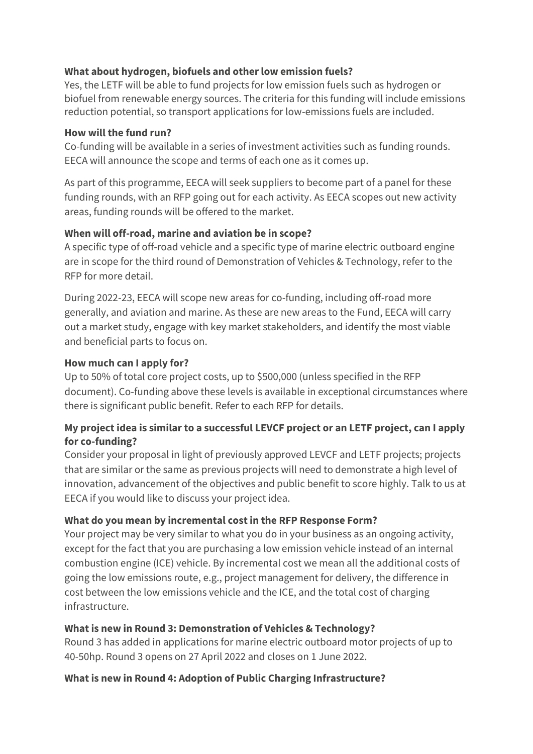**What about hydrogen, biofuels and other low emission fuels?**

Yes, the LETF will be able to fund projects for low emission fuels such as hydrogen or biofuel from renewable energy sources. The criteria for this funding will include emissions reduction potential, so transport applications for low-emissions fuels are included.

**How will the fund run?**

Co-funding will be available in a series of investment activities such as funding rounds. EECA will announce the scope and terms of each one as it comes up.

As part of this programme, EECA will seek suppliers to become part of a panel for these funding rounds, with an RFP going out for each activity. As EECA scopes out new activity areas, funding rounds will be offered to the market.

**When will off-road, marine and aviation be in scope?**

A specific type of off-road vehicle and a specific type of marine electric outboard engine are in scope for the third round of Demonstration of Vehicles & Technology, refer to the RFP for more detail.

During 2022-23, EECA will scope new areas for co-funding, including off-road more generally, and aviation and marine. As these are new areas to the Fund, EECA will carry out a market study, engage with key market stakeholders, and identify the most viable and beneficial parts to focus on.

**How much can I apply for?**

Up to 50% of total core project costs, up to $500,000 (unless specified in the RFP document). Co-funding above these levels is available in exceptional circumstances where there is significant public benefit. Refer to each RFP for details.

**My project idea is similar to a successful LEVCF project or an LETF project, can I apply for co-funding?**

Consider your proposal in light of previously approved LEVCF and LETF projects; projects that are similar or the same as previous projects will need to demonstrate a high level of innovation, advancement of the objectives and public benefit to score highly. Talk to us at EECA if you would like to discuss your project idea.

**What do you mean by incremental cost in the RFP Response Form?**

Your project may be very similar to what you do in your business as an ongoing activity, except for the fact that you are purchasing a low emission vehicle instead of an internal combustion engine (ICE) vehicle. By incremental cost we mean all the additional costs of going the low emissions route, e.g., project management for delivery, the difference in cost between the low emissions vehicle and the ICE, and the total cost of charging infrastructure.

**What is new in Round 3: Demonstration of Vehicles & Technology?**

Round 3 has added in applications for marine electric outboard motor projects of up to 40-50hp. Round 3 opens on 27 April 2022 and closes on 1 June 2022.

**What is new in Round 4: Adoption of Public Charging Infrastructure?**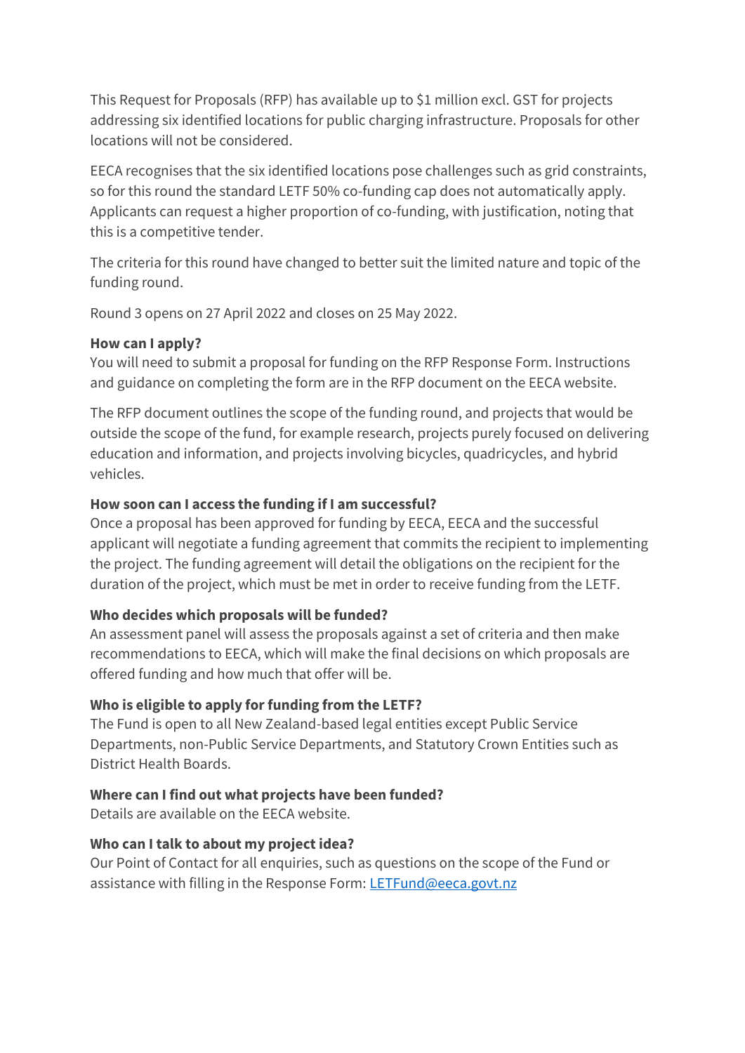This Request for Proposals (RFP) has available up to $1 million excl. GST for projects addressing six identified locations for public charging infrastructure. Proposals for other locations will not be considered.

EECA recognises that the six identified locations pose challenges such as grid constraints, so for this round the standard LETF 50% co-funding cap does not automatically apply. Applicants can request a higher proportion of co-funding, with justification, noting that this is a competitive tender.

The criteria for this round have changed to better suit the limited nature and topic of the funding round.

Round 3 opens on 27 April 2022 and closes on 25 May 2022.

**How can I apply?**
You will need to submit a proposal for funding on the RFP Response Form. Instructions and guidance on completing the form are in the RFP document on the EECA website.

The RFP document outlines the scope of the funding round, and projects that would be outside the scope of the fund, for example research, projects purely focused on delivering education and information, and projects involving bicycles, quadricycles, and hybrid vehicles.

**How soon can I access the funding if I am successful?**
Once a proposal has been approved for funding by EECA, EECA and the successful applicant will negotiate a funding agreement that commits the recipient to implementing the project. The funding agreement will detail the obligations on the recipient for the duration of the project, which must be met in order to receive funding from the LETF.

**Who decides which proposals will be funded?**
An assessment panel will assess the proposals against a set of criteria and then make recommendations to EECA, which will make the final decisions on which proposals are offered funding and how much that offer will be.

**Who is eligible to apply for funding from the LETF?**
The Fund is open to all New Zealand-based legal entities except Public Service Departments, non-Public Service Departments, and Statutory Crown Entities such as District Health Boards.

**Where can I find out what projects have been funded?**
Details are available on the EECA website.

**Who can I talk to about my project idea?**
Our Point of Contact for all enquiries, such as questions on the scope of the Fund or assistance with filling in the Response Form: [LETFund@eeca.govt.nz](mailto:LETFund@eeca.govt.nz)